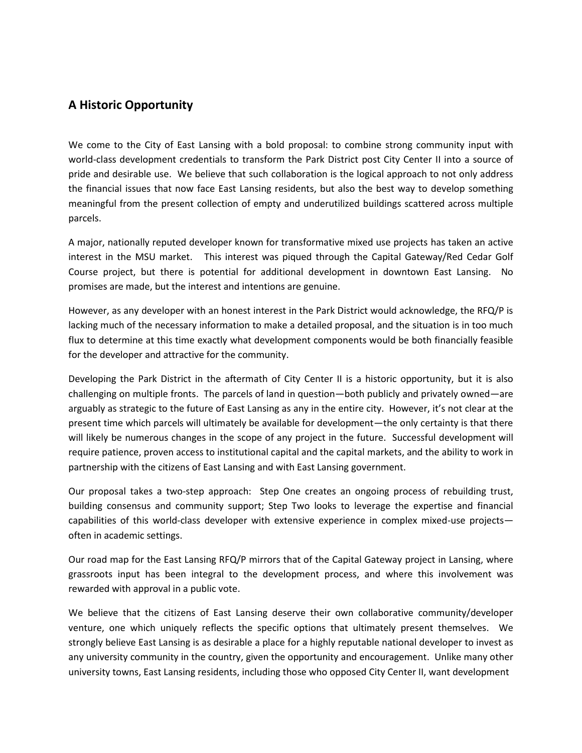## A Historic Opportunity

We come to the City of East Lansing with a bold proposal: to combine strong community input with world-class development credentials to transform the Park District post City Center II into a source of pride and desirable use. We believe that such collaboration is the logical approach to not only address the financial issues that now face East Lansing residents, but also the best way to develop something meaningful from the present collection of empty and underutilized buildings scattered across multiple parcels.

A major, nationally reputed developer known for transformative mixed use projects has taken an active interest in the MSU market. This interest was piqued through the Capital Gateway/Red Cedar Golf Course project, but there is potential for additional development in downtown East Lansing. No promises are made, but the interest and intentions are genuine.

However, as any developer with an honest interest in the Park District would acknowledge, the RFQ/P is lacking much of the necessary information to make a detailed proposal, and the situation is in too much flux to determine at this time exactly what development components would be both financially feasible for the developer and attractive for the community.

Developing the Park District in the aftermath of City Center II is a historic opportunity, but it is also challenging on multiple fronts. The parcels of land in question—both publicly and privately owned—are arguably as strategic to the future of East Lansing as any in the entire city. However, it's not clear at the present time which parcels will ultimately be available for development—the only certainty is that there will likely be numerous changes in the scope of any project in the future. Successful development will require patience, proven access to institutional capital and the capital markets, and the ability to work in partnership with the citizens of East Lansing and with East Lansing government.

Our proposal takes a two-step approach: Step One creates an ongoing process of rebuilding trust, building consensus and community support; Step Two looks to leverage the expertise and financial capabilities of this world-class developer with extensive experience in complex mixed-use projects—often in academic settings.

Our road map for the East Lansing RFQ/P mirrors that of the Capital Gateway project in Lansing, where grassroots input has been integral to the development process, and where this involvement was rewarded with approval in a public vote.

We believe that the citizens of East Lansing deserve their own collaborative community/developer venture, one which uniquely reflects the specific options that ultimately present themselves. We strongly believe East Lansing is as desirable a place for a highly reputable national developer to invest as any university community in the country, given the opportunity and encouragement. Unlike many other university towns, East Lansing residents, including those who opposed City Center II, want development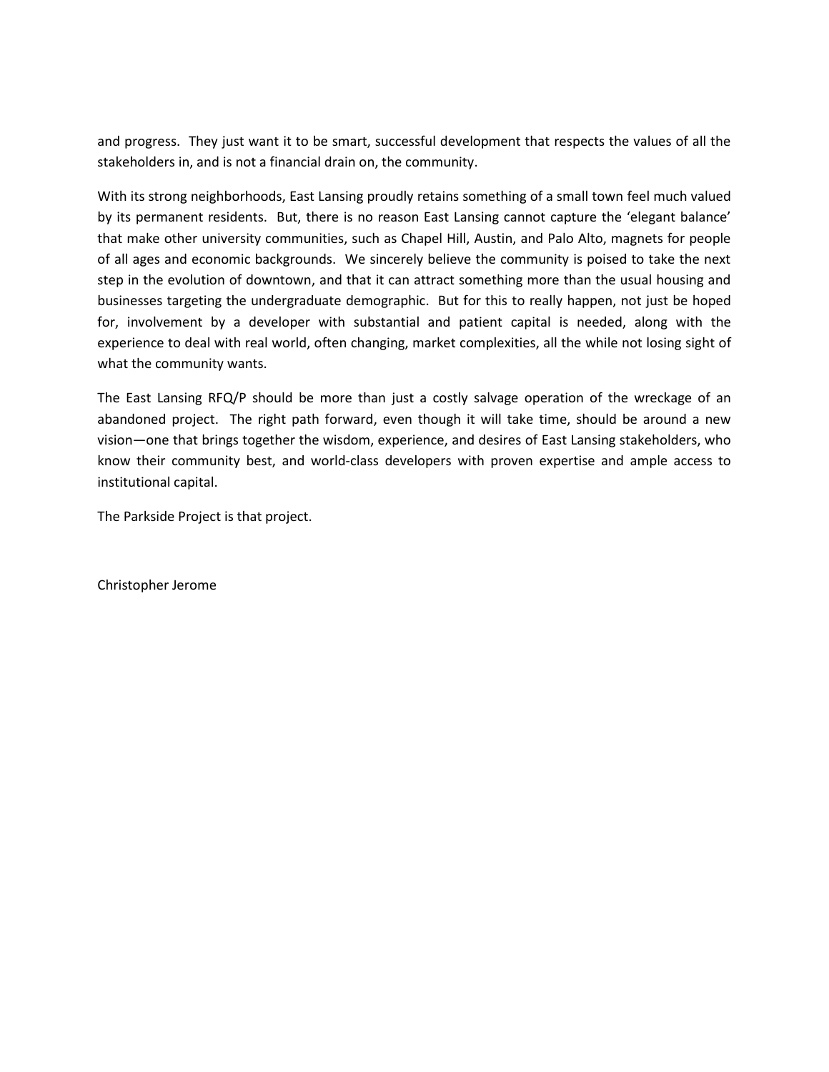and progress. They just want it to be smart, successful development that respects the values of all the stakeholders in, and is not a financial drain on, the community.

With its strong neighborhoods, East Lansing proudly retains something of a small town feel much valued by its permanent residents. But, there is no reason East Lansing cannot capture the 'elegant balance' that make other university communities, such as Chapel Hill, Austin, and Palo Alto, magnets for people of all ages and economic backgrounds. We sincerely believe the community is poised to take the next step in the evolution of downtown, and that it can attract something more than the usual housing and businesses targeting the undergraduate demographic. But for this to really happen, not just be hoped for, involvement by a developer with substantial and patient capital is needed, along with the experience to deal with real world, often changing, market complexities, all the while not losing sight of what the community wants.

The East Lansing RFQ/P should be more than just a costly salvage operation of the wreckage of an abandoned project. The right path forward, even though it will take time, should be around a new vision—one that brings together the wisdom, experience, and desires of East Lansing stakeholders, who know their community best, and world-class developers with proven expertise and ample access to institutional capital.

The Parkside Project is that project.

Christopher Jerome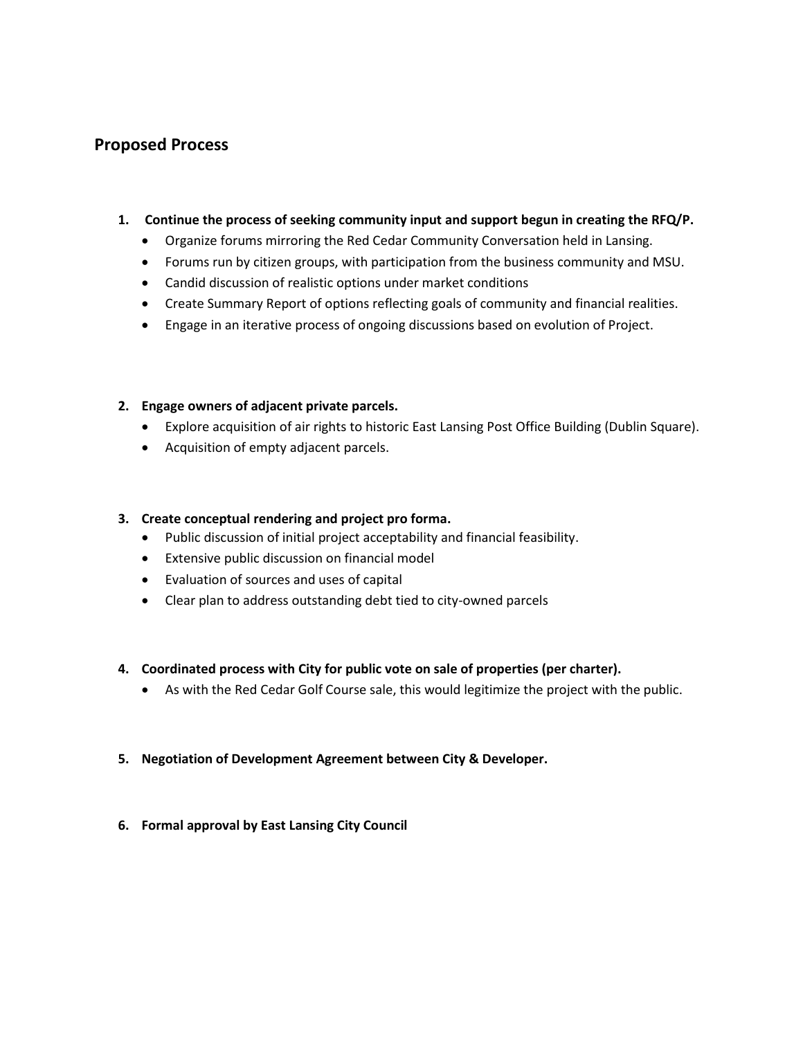## Proposed Process

1. **Continue the process of seeking community input and support begun in creating the RFQ/P.**
   - Organize forums mirroring the Red Cedar Community Conversation held in Lansing.
   - Forums run by citizen groups, with participation from the business community and MSU.
   - Candid discussion of realistic options under market conditions
   - Create Summary Report of options reflecting goals of community and financial realities.
   - Engage in an iterative process of ongoing discussions based on evolution of Project.

2. **Engage owners of adjacent private parcels.**
   - Explore acquisition of air rights to historic East Lansing Post Office Building (Dublin Square).
   - Acquisition of empty adjacent parcels.

3. **Create conceptual rendering and project pro forma.**
   - Public discussion of initial project acceptability and financial feasibility.
   - Extensive public discussion on financial model
   - Evaluation of sources and uses of capital
   - Clear plan to address outstanding debt tied to city-owned parcels

4. **Coordinated process with City for public vote on sale of properties (per charter).**
   - As with the Red Cedar Golf Course sale, this would legitimize the project with the public.

5. **Negotiation of Development Agreement between City & Developer.**

6. **Formal approval by East Lansing City Council**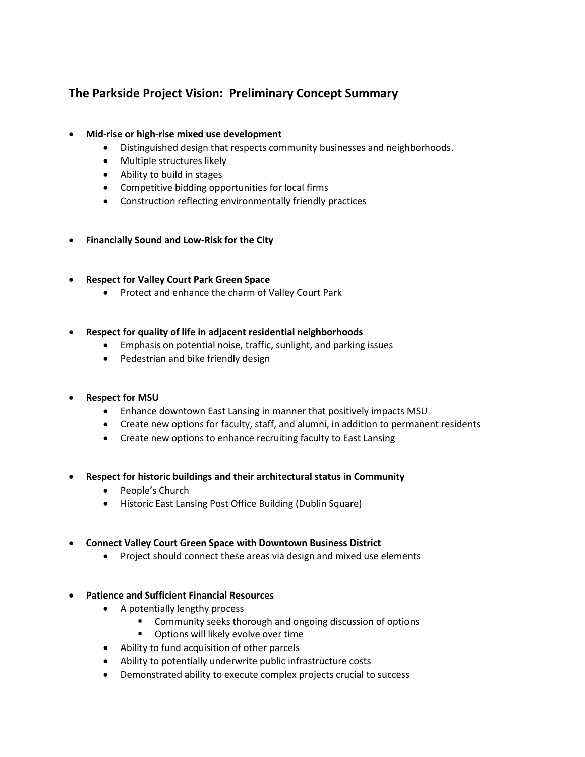## The Parkside Project Vision: Preliminary Concept Summary

- **Mid-rise or high-rise mixed use development**
  - Distinguished design that respects community businesses and neighborhoods.
  - Multiple structures likely
  - Ability to build in stages
  - Competitive bidding opportunities for local firms
  - Construction reflecting environmentally friendly practices

- **Financially Sound and Low-Risk for the City**

- **Respect for Valley Court Park Green Space**
  - Protect and enhance the charm of Valley Court Park

- **Respect for quality of life in adjacent residential neighborhoods**
  - Emphasis on potential noise, traffic, sunlight, and parking issues
  - Pedestrian and bike friendly design

- **Respect for MSU**
  - Enhance downtown East Lansing in manner that positively impacts MSU
  - Create new options for faculty, staff, and alumni, in addition to permanent residents
  - Create new options to enhance recruiting faculty to East Lansing

- **Respect for historic buildings and their architectural status in Community**
  - People's Church
  - Historic East Lansing Post Office Building (Dublin Square)

- **Connect Valley Court Green Space with Downtown Business District**
  - Project should connect these areas via design and mixed use elements

- **Patience and Sufficient Financial Resources**
  - A potentially lengthy process
    - Community seeks thorough and ongoing discussion of options
    - Options will likely evolve over time
  - Ability to fund acquisition of other parcels
  - Ability to potentially underwrite public infrastructure costs
  - Demonstrated ability to execute complex projects crucial to success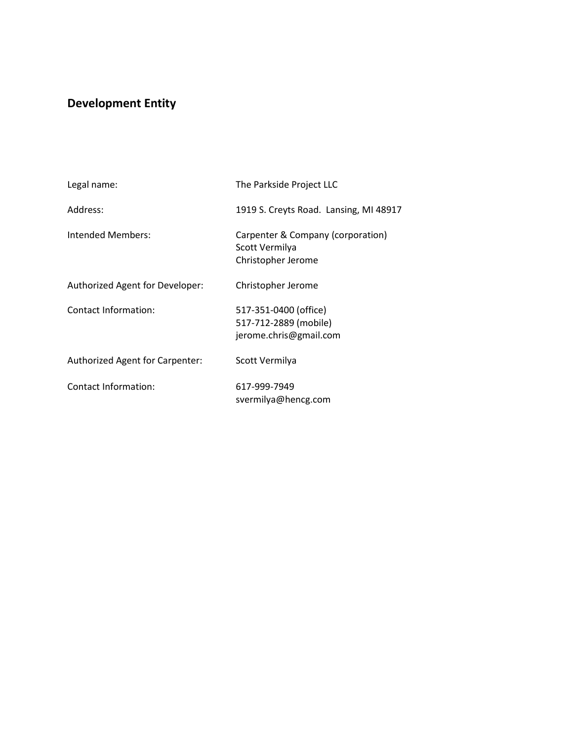## Development Entity

| | |
|---|---|
| Legal name: | The Parkside Project LLC |
| Address: | 1919 S. Creyts Road. Lansing, MI 48917 |
| Intended Members: | Carpenter & Company (corporation)<br>Scott Vermilya<br>Christopher Jerome |
| Authorized Agent for Developer: | Christopher Jerome |
| Contact Information: | 517-351-0400 (office)<br>517-712-2889 (mobile)<br>jerome.chris@gmail.com |
| Authorized Agent for Carpenter: | Scott Vermilya |
| Contact Information: | 617-999-7949<br>svermilya@hencg.com |